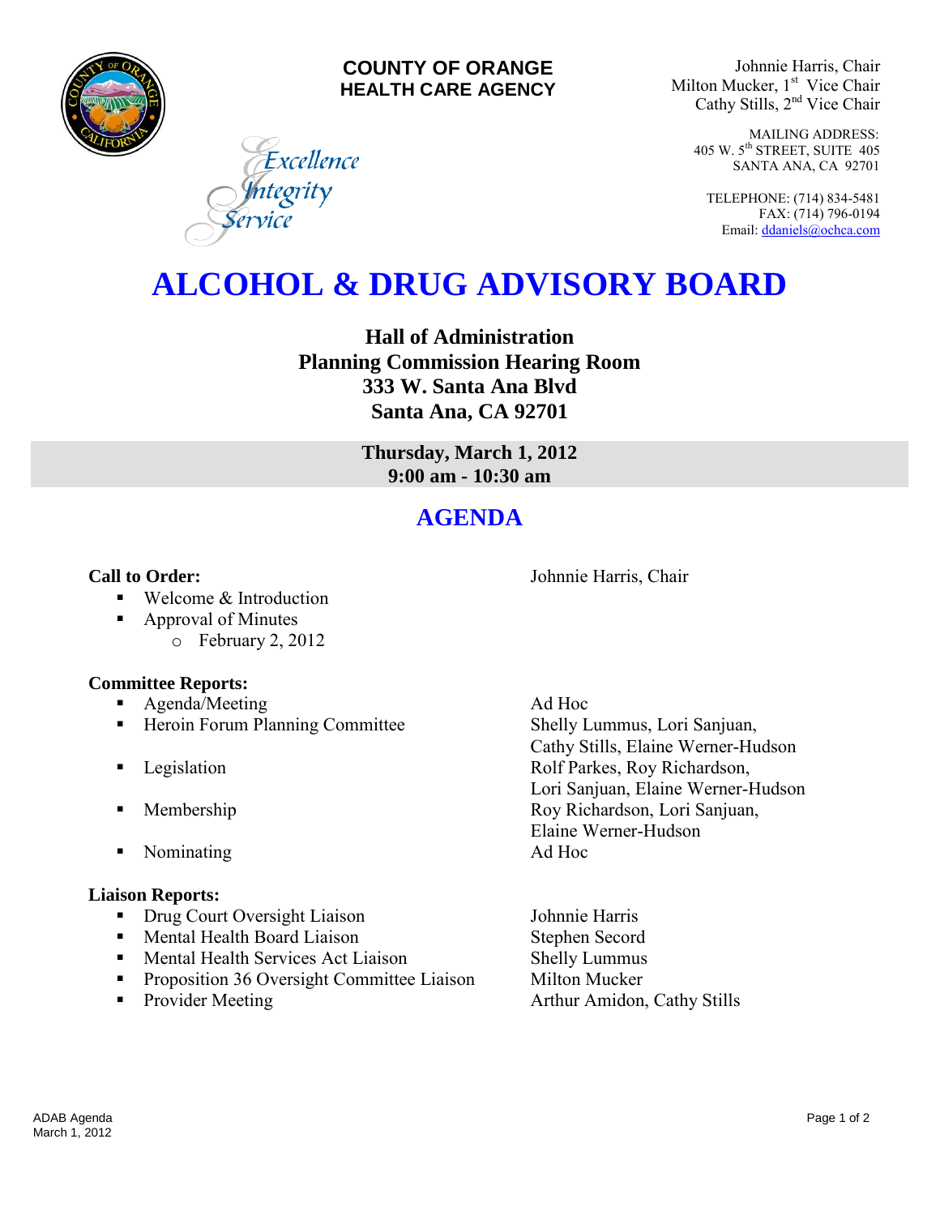**COUNTY OF ORANGE**
**HEALTH CARE AGENCY**

*Excellence*
*Integrity*
*Service*

Johnnie Harris, Chair
Milton Mucker, 1st Vice Chair
Cathy Stills, 2nd Vice Chair

MAILING ADDRESS:
405 W. 5th STREET, SUITE 405
SANTA ANA, CA 92701

TELEPHONE: (714) 834-5481
FAX: (714) 796-0194
Email: ddaniels@ochca.com

# ALCOHOL & DRUG ADVISORY BOARD

**Hall of Administration**
**Planning Commission Hearing Room**
**333 W. Santa Ana Blvd**
**Santa Ana, CA 92701**

**Thursday, March 1, 2012**
**9:00 am - 10:30 am**

## AGENDA

**Call to Order:** Johnnie Harris, Chair

- Welcome & Introduction
- Approval of Minutes
  - February 2, 2012

**Committee Reports:**

- Agenda/Meeting — Ad Hoc
- Heroin Forum Planning Committee — Shelly Lummus, Lori Sanjuan, Cathy Stills, Elaine Werner-Hudson
- Legislation — Rolf Parkes, Roy Richardson, Lori Sanjuan, Elaine Werner-Hudson
- Membership — Roy Richardson, Lori Sanjuan, Elaine Werner-Hudson
- Nominating — Ad Hoc

**Liaison Reports:**

- Drug Court Oversight Liaison — Johnnie Harris
- Mental Health Board Liaison — Stephen Secord
- Mental Health Services Act Liaison — Shelly Lummus
- Proposition 36 Oversight Committee Liaison — Milton Mucker
- Provider Meeting — Arthur Amidon, Cathy Stills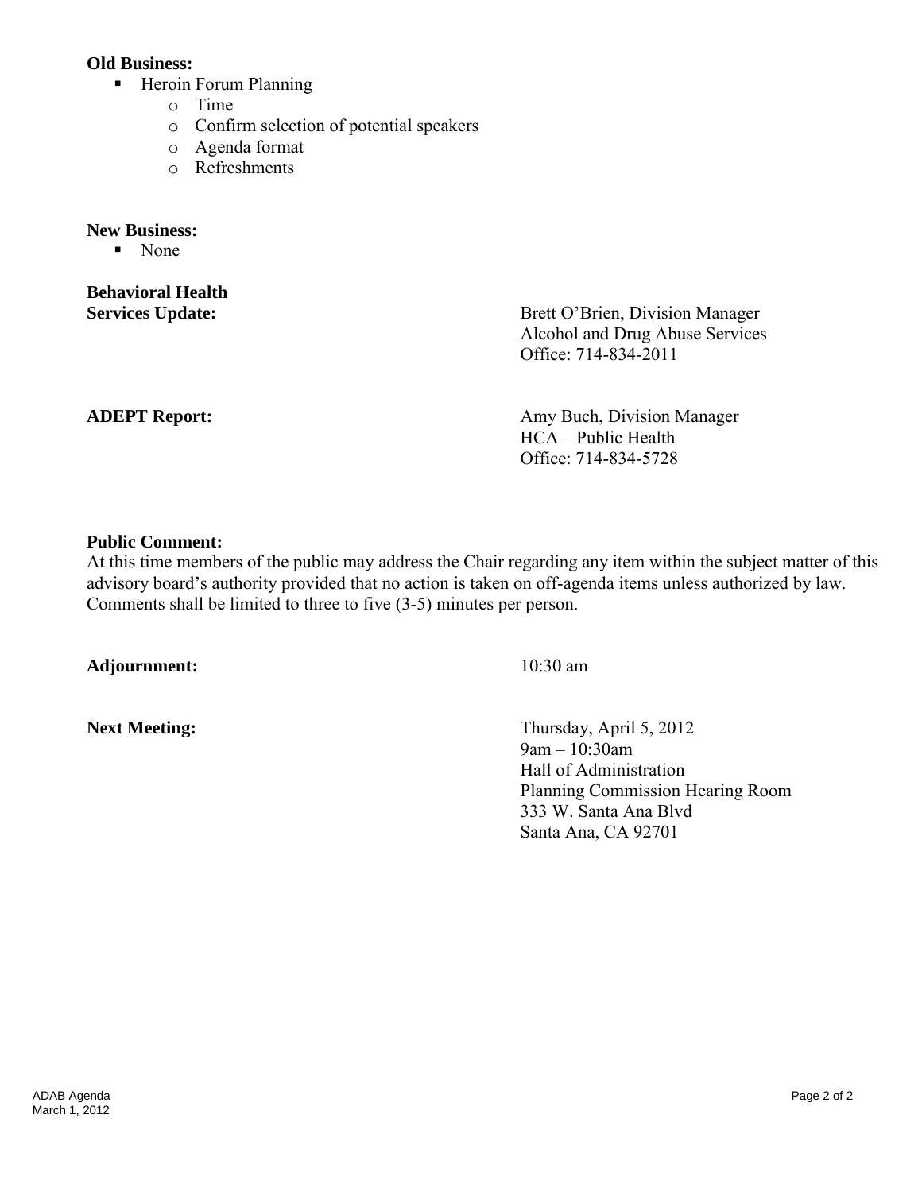**Old Business:**

- Heroin Forum Planning
  - Time
  - Confirm selection of potential speakers
  - Agenda format
  - Refreshments

**New Business:**

- None

**Behavioral Health Services Update:**

Brett O'Brien, Division Manager
Alcohol and Drug Abuse Services
Office: 714-834-2011

**ADEPT Report:**

Amy Buch, Division Manager
HCA – Public Health
Office: 714-834-5728

**Public Comment:**
At this time members of the public may address the Chair regarding any item within the subject matter of this advisory board's authority provided that no action is taken on off-agenda items unless authorized by law. Comments shall be limited to three to five (3-5) minutes per person.

**Adjournment:** 10:30 am

**Next Meeting:**

Thursday, April 5, 2012
9am – 10:30am
Hall of Administration
Planning Commission Hearing Room
333 W. Santa Ana Blvd
Santa Ana, CA 92701